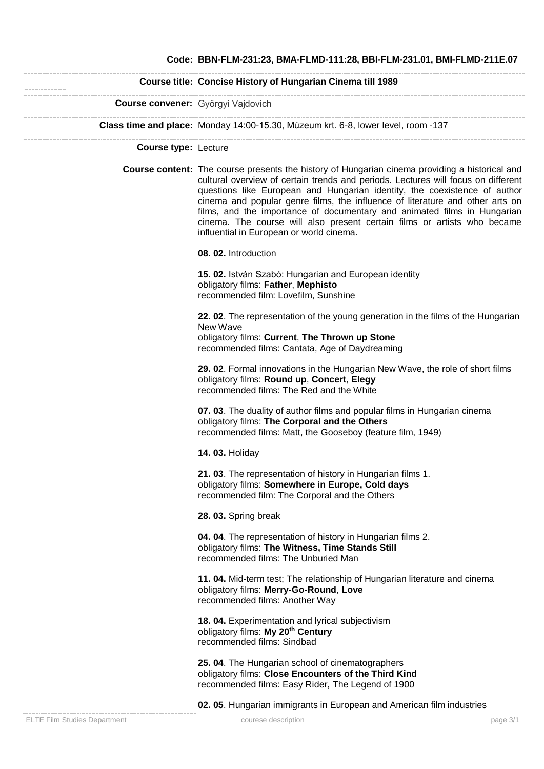**Code:** BBN-FLM-231:23, BMA-FLMD-111:28, BBI-FLM-231.01, BMI-FLMD-211E.07

**Course title:** Concise History of Hungarian Cinema till 1989

**Course convener:** Györgyi Vajdovich

**Class time and place:** Monday 14:00-15.30, Múzeum krt. 6-8, lower level, room -137

**Course type:** Lecture

**Course content:** The course presents the history of Hungarian cinema providing a historical and cultural overview of certain trends and periods. Lectures will focus on different questions like European and Hungarian identity, the coexistence of author cinema and popular genre films, the influence of literature and other arts on films, and the importance of documentary and animated films in Hungarian cinema. The course will also present certain films or artists who became influential in European or world cinema.

**08. 02.** Introduction

**15. 02.** István Szabó: Hungarian and European identity
obligatory films: **Father**, **Mephisto**
recommended film: Lovefilm, Sunshine

**22. 02**. The representation of the young generation in the films of the Hungarian New Wave
obligatory films: **Current**, **The Thrown up Stone**
recommended films: Cantata, Age of Daydreaming

**29. 02**. Formal innovations in the Hungarian New Wave, the role of short films
obligatory films: **Round up**, **Concert**, **Elegy**
recommended films: The Red and the White

**07. 03**. The duality of author films and popular films in Hungarian cinema
obligatory films: **The Corporal and the Others**
recommended films: Matt, the Gooseboy (feature film, 1949)

**14. 03.** Holiday

**21. 03**. The representation of history in Hungarian films 1.
obligatory films: **Somewhere in Europe, Cold days**
recommended film: The Corporal and the Others

**28. 03.** Spring break

**04. 04**. The representation of history in Hungarian films 2.
obligatory films: **The Witness, Time Stands Still**
recommended films: The Unburied Man

**11. 04.** Mid-term test; The relationship of Hungarian literature and cinema
obligatory films: **Merry-Go-Round**, **Love**
recommended films: Another Way

**18. 04.** Experimentation and lyrical subjectivism
obligatory films: **My 20th Century**
recommended films: Sindbad

**25. 04**. The Hungarian school of cinematographers
obligatory films: **Close Encounters of the Third Kind**
recommended films: Easy Rider, The Legend of 1900

**02. 05**. Hungarian immigrants in European and American film industries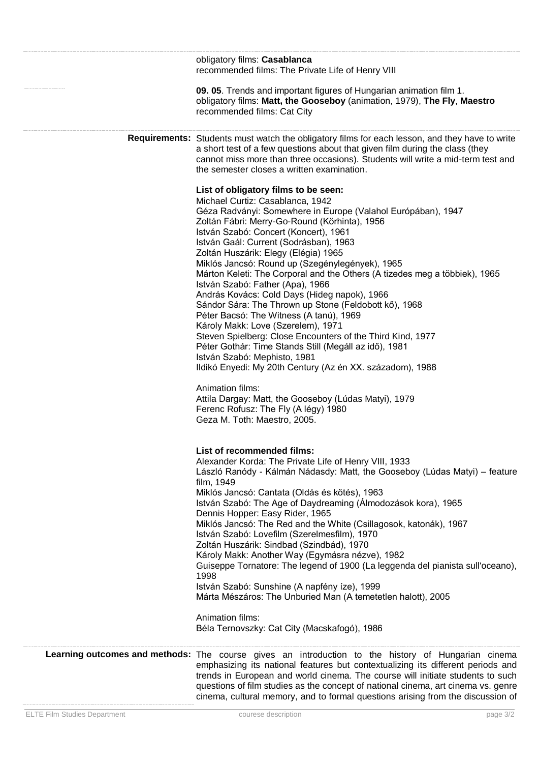obligatory films: **Casablanca**
recommended films: The Private Life of Henry VIII

**09. 05**. Trends and important figures of Hungarian animation film 1.
obligatory films: **Matt, the Gooseboy** (animation, 1979), **The Fly**, **Maestro**
recommended films: Cat City

**Requirements:** Students must watch the obligatory films for each lesson, and they have to write a short test of a few questions about that given film during the class (they cannot miss more than three occasions). Students will write a mid-term test and the semester closes a written examination.

**List of obligatory films to be seen:**

Michael Curtiz: Casablanca, 1942
Géza Radványi: Somewhere in Europe (Valahol Európában), 1947
Zoltán Fábri: Merry-Go-Round (Körhinta), 1956
István Szabó: Concert (Koncert), 1961
István Gaál: Current (Sodrásban), 1963
Zoltán Huszárik: Elegy (Elégia) 1965
Miklós Jancsó: Round up (Szegénylegények), 1965
Márton Keleti: The Corporal and the Others (A tizedes meg a többiek), 1965
István Szabó: Father (Apa), 1966
András Kovács: Cold Days (Hideg napok), 1966
Sándor Sára: The Thrown up Stone (Feldobott kő), 1968
Péter Bacsó: The Witness (A tanú), 1969
Károly Makk: Love (Szerelem), 1971
Steven Spielberg: Close Encounters of the Third Kind, 1977
Péter Gothár: Time Stands Still (Megáll az idő), 1981
István Szabó: Mephisto, 1981
Ildikó Enyedi: My 20th Century (Az én XX. századom), 1988

Animation films:
Attila Dargay: Matt, the Gooseboy (Lúdas Matyi), 1979
Ferenc Rofusz: The Fly (A légy) 1980
Geza M. Toth: Maestro, 2005.

**List of recommended films:**

Alexander Korda: The Private Life of Henry VIII, 1933
László Ranódy - Kálmán Nádasdy: Matt, the Gooseboy (Lúdas Matyi) – feature film, 1949
Miklós Jancsó: Cantata (Oldás és kötés), 1963
István Szabó: The Age of Daydreaming (Álmodozások kora), 1965
Dennis Hopper: Easy Rider, 1965
Miklós Jancsó: The Red and the White (Csillagosok, katonák), 1967
István Szabó: Lovefilm (Szerelmesfilm), 1970
Zoltán Huszárik: Sindbad (Szindbád), 1970
Károly Makk: Another Way (Egymásra nézve), 1982
Guiseppe Tornatore: The legend of 1900 (La leggenda del pianista sull'oceano), 1998
István Szabó: Sunshine (A napfény íze), 1999
Márta Mészáros: The Unburied Man (A temetetlen halott), 2005

Animation films:
Béla Ternovszky: Cat City (Macskafogó), 1986

**Learning outcomes and methods:** The course gives an introduction to the history of Hungarian cinema emphasizing its national features but contextualizing its different periods and trends in European and world cinema. The course will initiate students to such questions of film studies as the concept of national cinema, art cinema vs. genre cinema, cultural memory, and to formal questions arising from the discussion of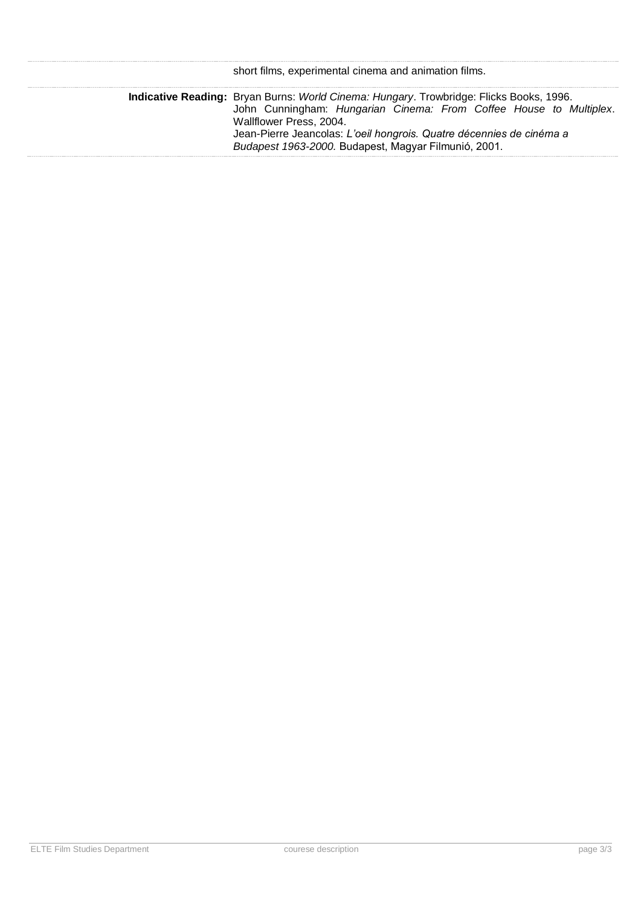short films, experimental cinema and animation films.

**Indicative Reading:** Bryan Burns: *World Cinema: Hungary*. Trowbridge: Flicks Books, 1996.
John Cunningham: *Hungarian Cinema: From Coffee House to Multiplex*. Wallflower Press, 2004.
Jean-Pierre Jeancolas: *L'oeil hongrois. Quatre décennies de cinéma a Budapest 1963-2000.* Budapest, Magyar Filmunió, 2001.